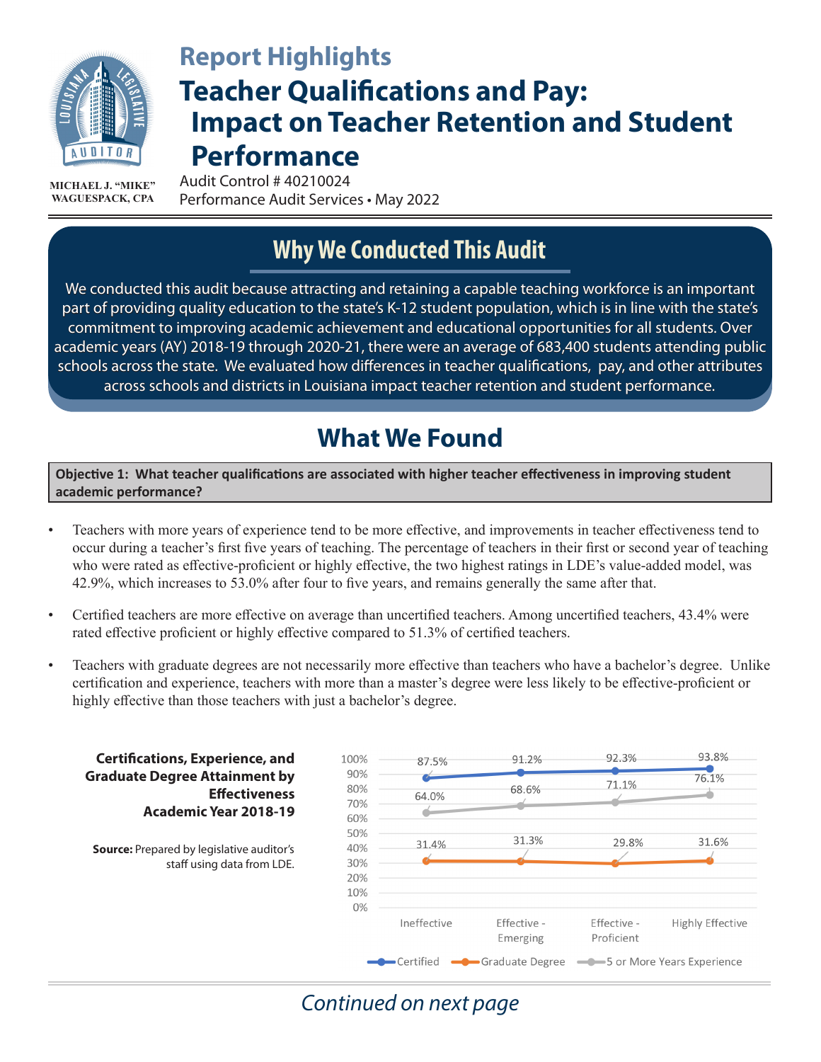# Report Highlights

## Teacher Qualifications and Pay: Impact on Teacher Retention and Student Performance

MICHAEL J. "MIKE" WAGUESPACK, CPA

Audit Control # 40210024
Performance Audit Services • May 2022

## Why We Conducted This Audit

We conducted this audit because attracting and retaining a capable teaching workforce is an important part of providing quality education to the state's K-12 student population, which is in line with the state's commitment to improving academic achievement and educational opportunities for all students. Over academic years (AY) 2018-19 through 2020-21, there were an average of 683,400 students attending public schools across the state. We evaluated how differences in teacher qualifications, pay, and other attributes across schools and districts in Louisiana impact teacher retention and student performance.

## What We Found

**Objective 1: What teacher qualifications are associated with higher teacher effectiveness in improving student academic performance?**

- Teachers with more years of experience tend to be more effective, and improvements in teacher effectiveness tend to occur during a teacher's first five years of teaching. The percentage of teachers in their first or second year of teaching who were rated as effective-proficient or highly effective, the two highest ratings in LDE's value-added model, was 42.9%, which increases to 53.0% after four to five years, and remains generally the same after that.
- Certified teachers are more effective on average than uncertified teachers. Among uncertified teachers, 43.4% were rated effective proficient or highly effective compared to 51.3% of certified teachers.
- Teachers with graduate degrees are not necessarily more effective than teachers who have a bachelor's degree. Unlike certification and experience, teachers with more than a master's degree were less likely to be effective-proficient or highly effective than those teachers with just a bachelor's degree.

**Certifications, Experience, and Graduate Degree Attainment by Effectiveness Academic Year 2018-19**

**Source:** Prepared by legislative auditor's staff using data from LDE.

| | Ineffective | Effective - Emerging | Effective - Proficient | Highly Effective |
|---|---|---|---|---|
| Certified | 87.5% | 91.2% | 92.3% | 93.8% |
| Graduate Degree | 31.4% | 31.3% | 29.8% | 31.6% |
| 5 or More Years Experience | 64.0% | 68.6% | 71.1% | 76.1% |

*Continued on next page*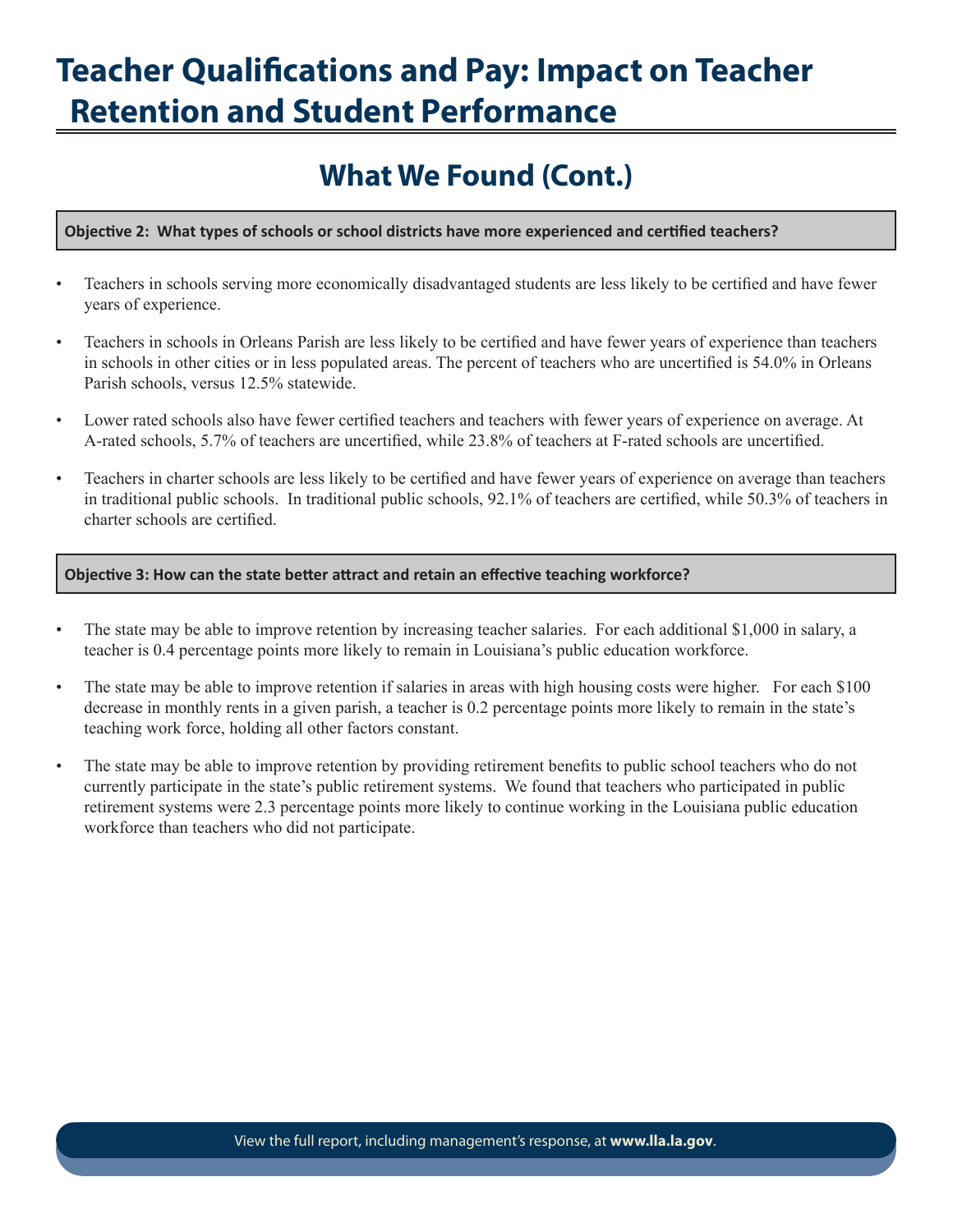# Teacher Qualifications and Pay: Impact on Teacher Retention and Student Performance

## What We Found (Cont.)

**Objective 2: What types of schools or school districts have more experienced and certified teachers?**

- Teachers in schools serving more economically disadvantaged students are less likely to be certified and have fewer years of experience.
- Teachers in schools in Orleans Parish are less likely to be certified and have fewer years of experience than teachers in schools in other cities or in less populated areas. The percent of teachers who are uncertified is 54.0% in Orleans Parish schools, versus 12.5% statewide.
- Lower rated schools also have fewer certified teachers and teachers with fewer years of experience on average. At A-rated schools, 5.7% of teachers are uncertified, while 23.8% of teachers at F-rated schools are uncertified.
- Teachers in charter schools are less likely to be certified and have fewer years of experience on average than teachers in traditional public schools. In traditional public schools, 92.1% of teachers are certified, while 50.3% of teachers in charter schools are certified.

**Objective 3: How can the state better attract and retain an effective teaching workforce?**

- The state may be able to improve retention by increasing teacher salaries. For each additional $1,000 in salary, a teacher is 0.4 percentage points more likely to remain in Louisiana's public education workforce.
- The state may be able to improve retention if salaries in areas with high housing costs were higher. For each $100 decrease in monthly rents in a given parish, a teacher is 0.2 percentage points more likely to remain in the state's teaching work force, holding all other factors constant.
- The state may be able to improve retention by providing retirement benefits to public school teachers who do not currently participate in the state's public retirement systems. We found that teachers who participated in public retirement systems were 2.3 percentage points more likely to continue working in the Louisiana public education workforce than teachers who did not participate.

View the full report, including management's response, at **www.lla.la.gov**.